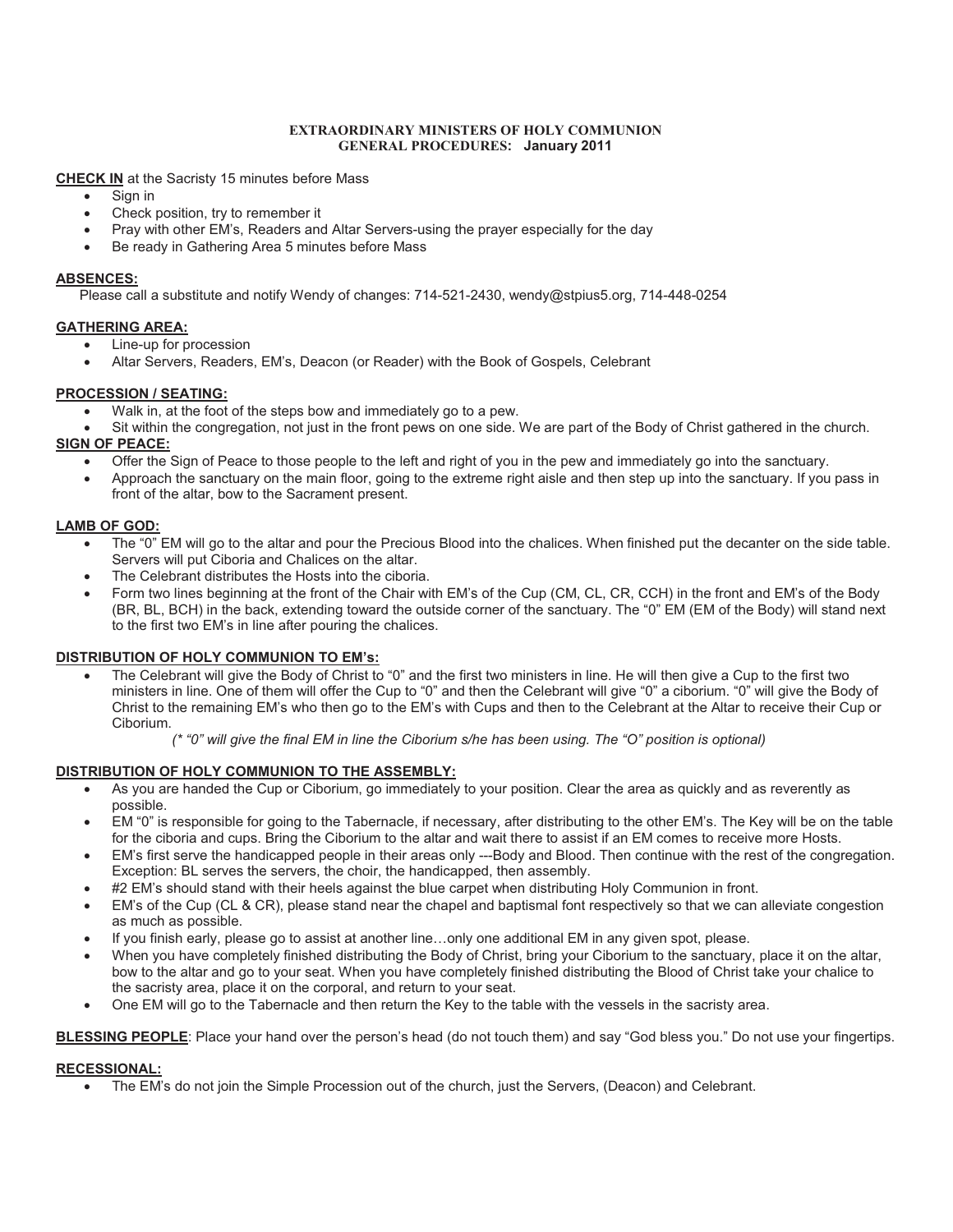# EXTRAORDINARY MINISTERS OF HOLY COMMUNION
## GENERAL PROCEDURES: January 2011

**CHECK IN** at the Sacristy 15 minutes before Mass

- Sign in
- Check position, try to remember it
- Pray with other EM's, Readers and Altar Servers-using the prayer especially for the day
- Be ready in Gathering Area 5 minutes before Mass

**ABSENCES:**

Please call a substitute and notify Wendy of changes: 714-521-2430, wendy@stpius5.org, 714-448-0254

**GATHERING AREA:**

- Line-up for procession
- Altar Servers, Readers, EM's, Deacon (or Reader) with the Book of Gospels, Celebrant

**PROCESSION / SEATING:**

- Walk in, at the foot of the steps bow and immediately go to a pew.
- Sit within the congregation, not just in the front pews on one side. We are part of the Body of Christ gathered in the church.

**SIGN OF PEACE:**

- Offer the Sign of Peace to those people to the left and right of you in the pew and immediately go into the sanctuary.
- Approach the sanctuary on the main floor, going to the extreme right aisle and then step up into the sanctuary. If you pass in front of the altar, bow to the Sacrament present.

**LAMB OF GOD:**

- The "0" EM will go to the altar and pour the Precious Blood into the chalices. When finished put the decanter on the side table. Servers will put Ciboria and Chalices on the altar.
- The Celebrant distributes the Hosts into the ciboria.
- Form two lines beginning at the front of the Chair with EM's of the Cup (CM, CL, CR, CCH) in the front and EM's of the Body (BR, BL, BCH) in the back, extending toward the outside corner of the sanctuary. The "0" EM (EM of the Body) will stand next to the first two EM's in line after pouring the chalices.

**DISTRIBUTION OF HOLY COMMUNION TO EM's:**

- The Celebrant will give the Body of Christ to "0" and the first two ministers in line. He will then give a Cup to the first two ministers in line. One of them will offer the Cup to "0" and then the Celebrant will give "0" a ciborium. "0" will give the Body of Christ to the remaining EM's who then go to the EM's with Cups and then to the Celebrant at the Altar to receive their Cup or Ciborium.

  *(\* "0" will give the final EM in line the Ciborium s/he has been using. The "O" position is optional)*

**DISTRIBUTION OF HOLY COMMUNION TO THE ASSEMBLY:**

- As you are handed the Cup or Ciborium, go immediately to your position. Clear the area as quickly and as reverently as possible.
- EM "0" is responsible for going to the Tabernacle, if necessary, after distributing to the other EM's. The Key will be on the table for the ciboria and cups. Bring the Ciborium to the altar and wait there to assist if an EM comes to receive more Hosts.
- EM's first serve the handicapped people in their areas only ---Body and Blood. Then continue with the rest of the congregation. Exception: BL serves the servers, the choir, the handicapped, then assembly.
- #2 EM's should stand with their heels against the blue carpet when distributing Holy Communion in front.
- EM's of the Cup (CL & CR), please stand near the chapel and baptismal font respectively so that we can alleviate congestion as much as possible.
- If you finish early, please go to assist at another line…only one additional EM in any given spot, please.
- When you have completely finished distributing the Body of Christ, bring your Ciborium to the sanctuary, place it on the altar, bow to the altar and go to your seat. When you have completely finished distributing the Blood of Christ take your chalice to the sacristy area, place it on the corporal, and return to your seat.
- One EM will go to the Tabernacle and then return the Key to the table with the vessels in the sacristy area.

**BLESSING PEOPLE**: Place your hand over the person's head (do not touch them) and say "God bless you." Do not use your fingertips.

**RECESSIONAL:**

- The EM's do not join the Simple Procession out of the church, just the Servers, (Deacon) and Celebrant.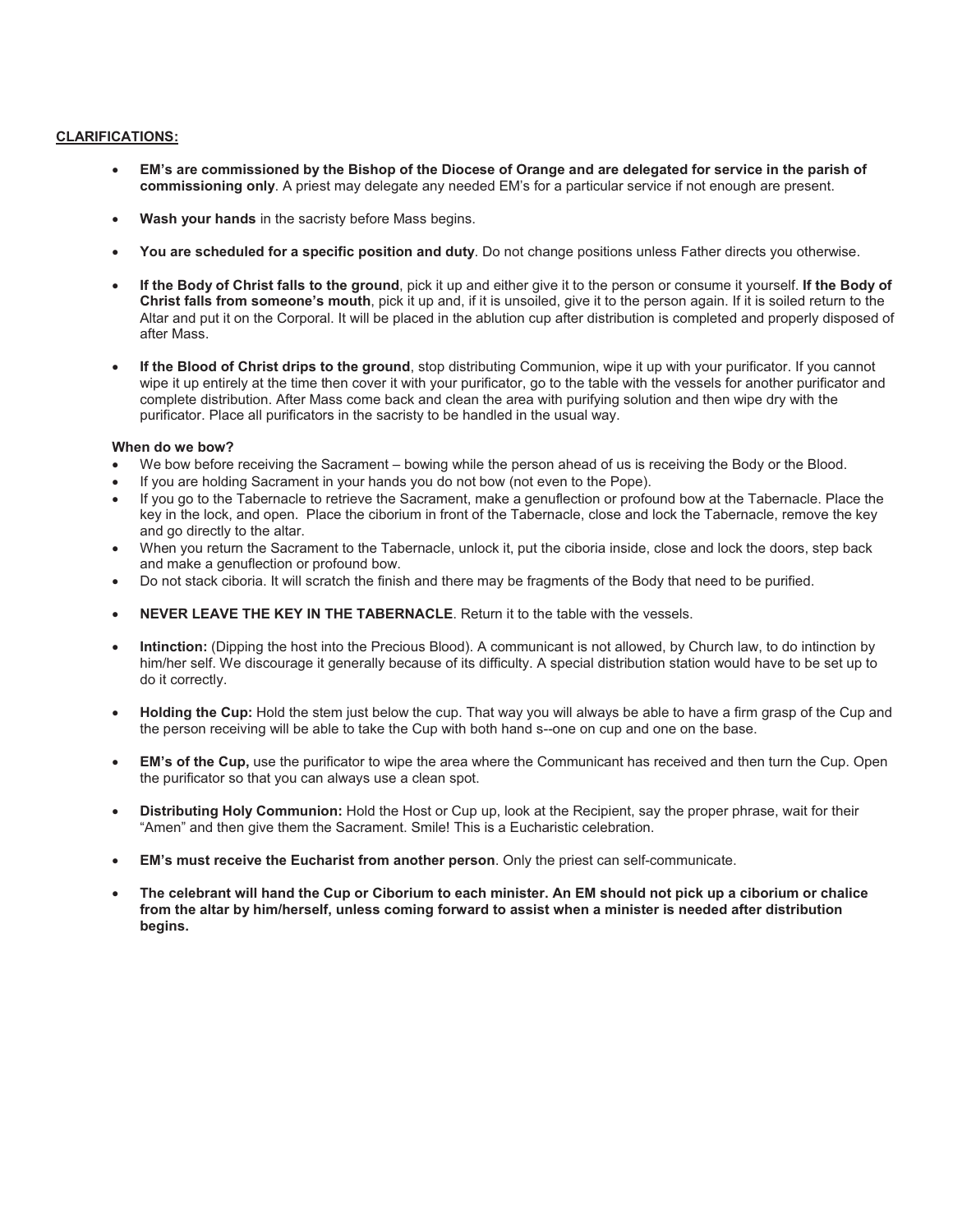**CLARIFICATIONS:**

- **EM's are commissioned by the Bishop of the Diocese of Orange and are delegated for service in the parish of commissioning only**. A priest may delegate any needed EM's for a particular service if not enough are present.

- **Wash your hands** in the sacristy before Mass begins.

- **You are scheduled for a specific position and duty**. Do not change positions unless Father directs you otherwise.

- **If the Body of Christ falls to the ground**, pick it up and either give it to the person or consume it yourself. **If the Body of Christ falls from someone's mouth**, pick it up and, if it is unsoiled, give it to the person again. If it is soiled return to the Altar and put it on the Corporal. It will be placed in the ablution cup after distribution is completed and properly disposed of after Mass.

- **If the Blood of Christ drips to the ground**, stop distributing Communion, wipe it up with your purificator. If you cannot wipe it up entirely at the time then cover it with your purificator, go to the table with the vessels for another purificator and complete distribution. After Mass come back and clean the area with purifying solution and then wipe dry with the purificator. Place all purificators in the sacristy to be handled in the usual way.

**When do we bow?**

- We bow before receiving the Sacrament – bowing while the person ahead of us is receiving the Body or the Blood.
- If you are holding Sacrament in your hands you do not bow (not even to the Pope).
- If you go to the Tabernacle to retrieve the Sacrament, make a genuflection or profound bow at the Tabernacle. Place the key in the lock, and open. Place the ciborium in front of the Tabernacle, close and lock the Tabernacle, remove the key and go directly to the altar.
- When you return the Sacrament to the Tabernacle, unlock it, put the ciboria inside, close and lock the doors, step back and make a genuflection or profound bow.
- Do not stack ciboria. It will scratch the finish and there may be fragments of the Body that need to be purified.

- **NEVER LEAVE THE KEY IN THE TABERNACLE**. Return it to the table with the vessels.

- **Intinction:** (Dipping the host into the Precious Blood). A communicant is not allowed, by Church law, to do intinction by him/her self. We discourage it generally because of its difficulty. A special distribution station would have to be set up to do it correctly.

- **Holding the Cup:** Hold the stem just below the cup. That way you will always be able to have a firm grasp of the Cup and the person receiving will be able to take the Cup with both hand s--one on cup and one on the base.

- **EM's of the Cup,** use the purificator to wipe the area where the Communicant has received and then turn the Cup. Open the purificator so that you can always use a clean spot.

- **Distributing Holy Communion:** Hold the Host or Cup up, look at the Recipient, say the proper phrase, wait for their "Amen" and then give them the Sacrament. Smile! This is a Eucharistic celebration.

- **EM's must receive the Eucharist from another person**. Only the priest can self-communicate.

- **The celebrant will hand the Cup or Ciborium to each minister. An EM should not pick up a ciborium or chalice from the altar by him/herself, unless coming forward to assist when a minister is needed after distribution begins.**